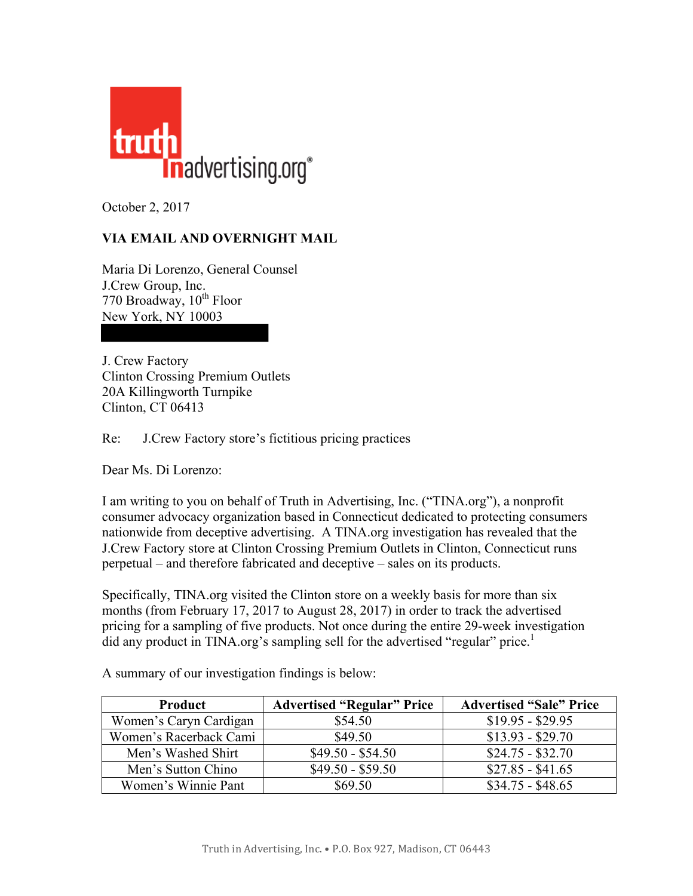truth in advertising.org®

October 2, 2017

**VIA EMAIL AND OVERNIGHT MAIL**

Maria Di Lorenzo, General Counsel
J.Crew Group, Inc.
770 Broadway, 10th Floor
New York, NY 10003

J. Crew Factory
Clinton Crossing Premium Outlets
20A Killingworth Turnpike
Clinton, CT 06413

Re: J.Crew Factory store's fictitious pricing practices

Dear Ms. Di Lorenzo:

I am writing to you on behalf of Truth in Advertising, Inc. ("TINA.org"), a nonprofit consumer advocacy organization based in Connecticut dedicated to protecting consumers nationwide from deceptive advertising. A TINA.org investigation has revealed that the J.Crew Factory store at Clinton Crossing Premium Outlets in Clinton, Connecticut runs perpetual – and therefore fabricated and deceptive – sales on its products.

Specifically, TINA.org visited the Clinton store on a weekly basis for more than six months (from February 17, 2017 to August 28, 2017) in order to track the advertised pricing for a sampling of five products. Not once during the entire 29-week investigation did any product in TINA.org's sampling sell for the advertised "regular" price.[1]

A summary of our investigation findings is below:

| Product | Advertised "Regular" Price | Advertised "Sale" Price |
|---|---|---|
| Women's Caryn Cardigan | $54.50 | $19.95 - $29.95 |
| Women's Racerback Cami | $49.50 | $13.93 - $29.70 |
| Men's Washed Shirt | $49.50 - $54.50 | $24.75 - $32.70 |
| Men's Sutton Chino | $49.50 - $59.50 | $27.85 - $41.65 |
| Women's Winnie Pant | $69.50 | $34.75 - $48.65 |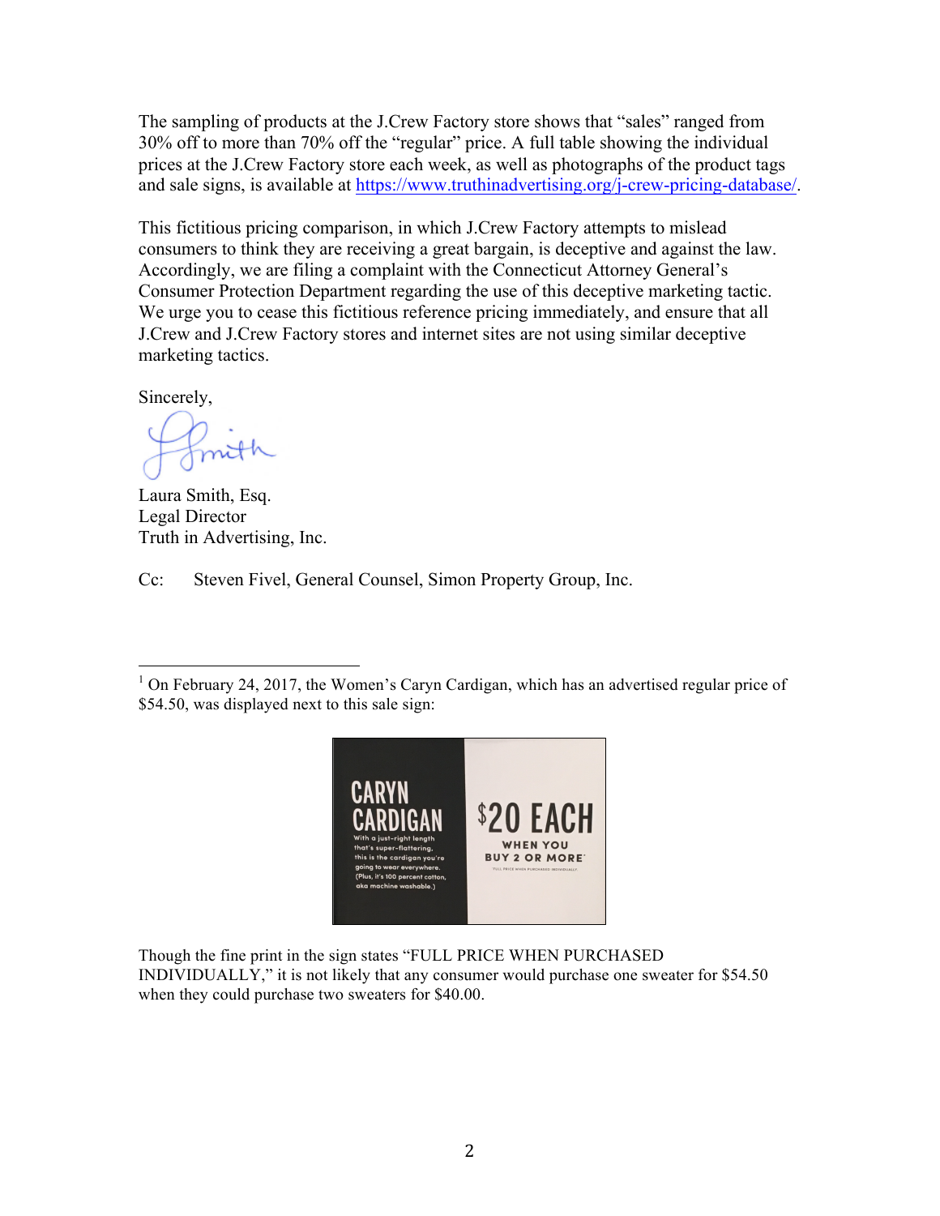The sampling of products at the J.Crew Factory store shows that "sales" ranged from 30% off to more than 70% off the "regular" price. A full table showing the individual prices at the J.Crew Factory store each week, as well as photographs of the product tags and sale signs, is available at https://www.truthinadvertising.org/j-crew-pricing-database/.

This fictitious pricing comparison, in which J.Crew Factory attempts to mislead consumers to think they are receiving a great bargain, is deceptive and against the law. Accordingly, we are filing a complaint with the Connecticut Attorney General's Consumer Protection Department regarding the use of this deceptive marketing tactic. We urge you to cease this fictitious reference pricing immediately, and ensure that all J.Crew and J.Crew Factory stores and internet sites are not using similar deceptive marketing tactics.

Sincerely,

Laura Smith, Esq.
Legal Director
Truth in Advertising, Inc.

Cc: Steven Fivel, General Counsel, Simon Property Group, Inc.

---

[1] On February 24, 2017, the Women's Caryn Cardigan, which has an advertised regular price of $54.50, was displayed next to this sale sign:

CARYN CARDIGAN
With a just-right length that's super-flattering, this is the cardigan you're going to wear everywhere. (Plus, it's 100 percent cotton, aka machine washable.)

$20 EACH
WHEN YOU BUY 2 OR MORE*
*FULL PRICE WHEN PURCHASED INDIVIDUALLY.

Though the fine print in the sign states "FULL PRICE WHEN PURCHASED INDIVIDUALLY," it is not likely that any consumer would purchase one sweater for $54.50 when they could purchase two sweaters for $40.00.